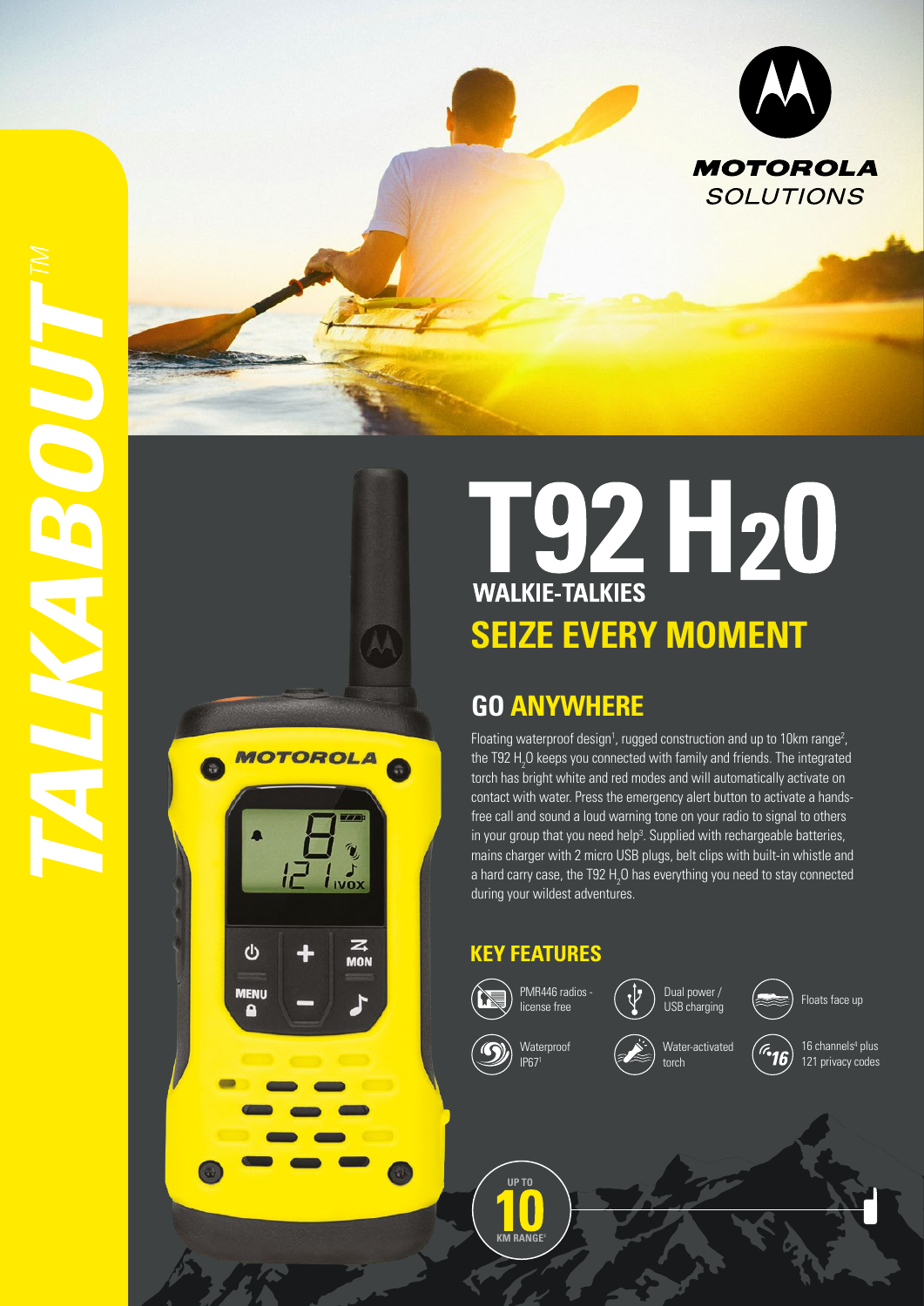TALKABOUT™

MOTOROLA SOLUTIONS

# T92 $H_2O$

## WALKIE-TALKIES

## SEIZE EVERY MOMENT

### GO ANYWHERE

Floating waterproof design[1], rugged construction and up to 10km range[2], the T92 $H_2O$ keeps you connected with family and friends. The integrated torch has bright white and red modes and will automatically activate on contact with water. Press the emergency alert button to activate a hands-free call and sound a loud warning tone on your radio to signal to others in your group that you need help[3]. Supplied with rechargeable batteries, mains charger with 2 micro USB plugs, belt clips with built-in whistle and a hard carry case, the T92 $H_2O$ has everything you need to stay connected during your wildest adventures.

### KEY FEATURES

- PMR446 radios - license free
- Dual power / USB charging
- Floats face up
- Waterproof IP67[1]
- Water-activated torch
- 16 channels[4] plus 121 privacy codes

UP TO 10 KM RANGE[2]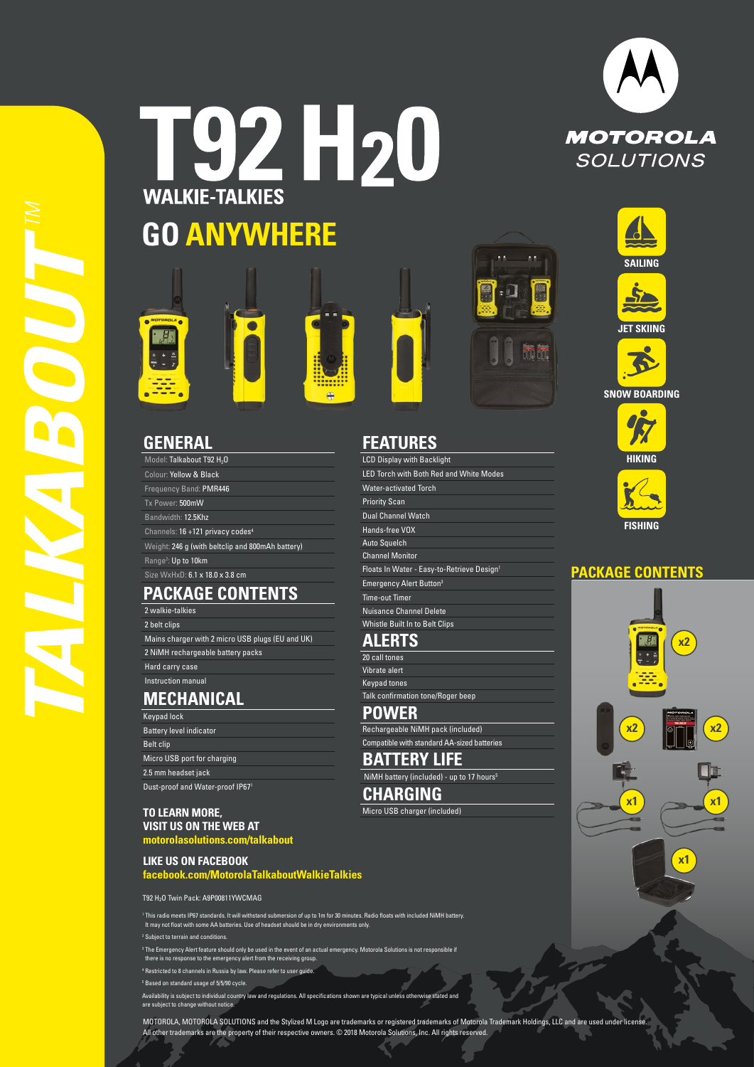# T92 $H_2O$

## WALKIE-TALKIES

## GO ANYWHERE

TALKABOUT™

MOTOROLA SOLUTIONS

SAILING

JET SKIING

SNOW BOARDING

HIKING

FISHING

## GENERAL

Model: Talkabout T92 $H_2O$

Colour: Yellow & Black

Frequency Band: PMR446

Tx Power: 500mW

Bandwidth: 12.5Khz

Channels: 16 +121 privacy codes[4]

Weight: 246 g (with beltclip and 800mAh battery)

Range[2]: Up to 10km

Size WxHxD: 6.1 x 18.0 x 3.8 cm

## PACKAGE CONTENTS

2 walkie-talkies

2 belt clips

Mains charger with 2 micro USB plugs (EU and UK)

2 NiMH rechargeable battery packs

Hard carry case

Instruction manual

## MECHANICAL

Keypad lock

Battery level indicator

Belt clip

Micro USB port for charging

2.5 mm headset jack

Dust-proof and Water-proof IP67[1]

## FEATURES

LCD Display with Backlight

LED Torch with Both Red and White Modes

Water-activated Torch

Priority Scan

Dual Channel Watch

Hands-free VOX

Auto Squelch

Channel Monitor

Floats In Water - Easy-to-Retrieve Design[1]

Emergency Alert Button[3]

Time-out Timer

Nuisance Channel Delete

Whistle Built In to Belt Clips

## ALERTS

20 call tones

Vibrate alert

Keypad tones

Talk confirmation tone/Roger beep

## POWER

Rechargeable NiMH pack (included)

Compatible with standard AA-sized batteries

## BATTERY LIFE

NiMH battery (included) - up to 17 hours[5]

## CHARGING

Micro USB charger (included)

## PACKAGE CONTENTS

x2

x2

x2

x1

x1

x1

**TO LEARN MORE, VISIT US ON THE WEB AT**
**motorolasolutions.com/talkabout**

**LIKE US ON FACEBOOK**
**facebook.com/MotorolaTalkaboutWalkieTalkies**

T92 $H_2O$ Twin Pack: A9P00811YWCMAG

[1] This radio meets IP67 standards. It will withstand submersion of up to 1m for 30 minutes. Radio floats with included NiMH battery. It may not float with some AA batteries. Use of headset should be in dry environments only.

[2] Subject to terrain and conditions.

[3] The Emergency Alert feature should only be used in the event of an actual emergency. Motorola Solutions is not responsible if there is no response to the emergency alert from the receiving group.

[4] Restricted to 8 channels in Russia by law. Please refer to user guide.

[5] Based on standard usage of 5/5/90 cycle.

Availability is subject to individual country law and regulations. All specifications shown are typical unless otherwise stated and are subject to change without notice.

MOTOROLA, MOTOROLA SOLUTIONS and the Stylized M Logo are trademarks or registered trademarks of Motorola Trademark Holdings, LLC and are used under license. All other trademarks are the property of their respective owners. © 2018 Motorola Solutions, Inc. All rights reserved.